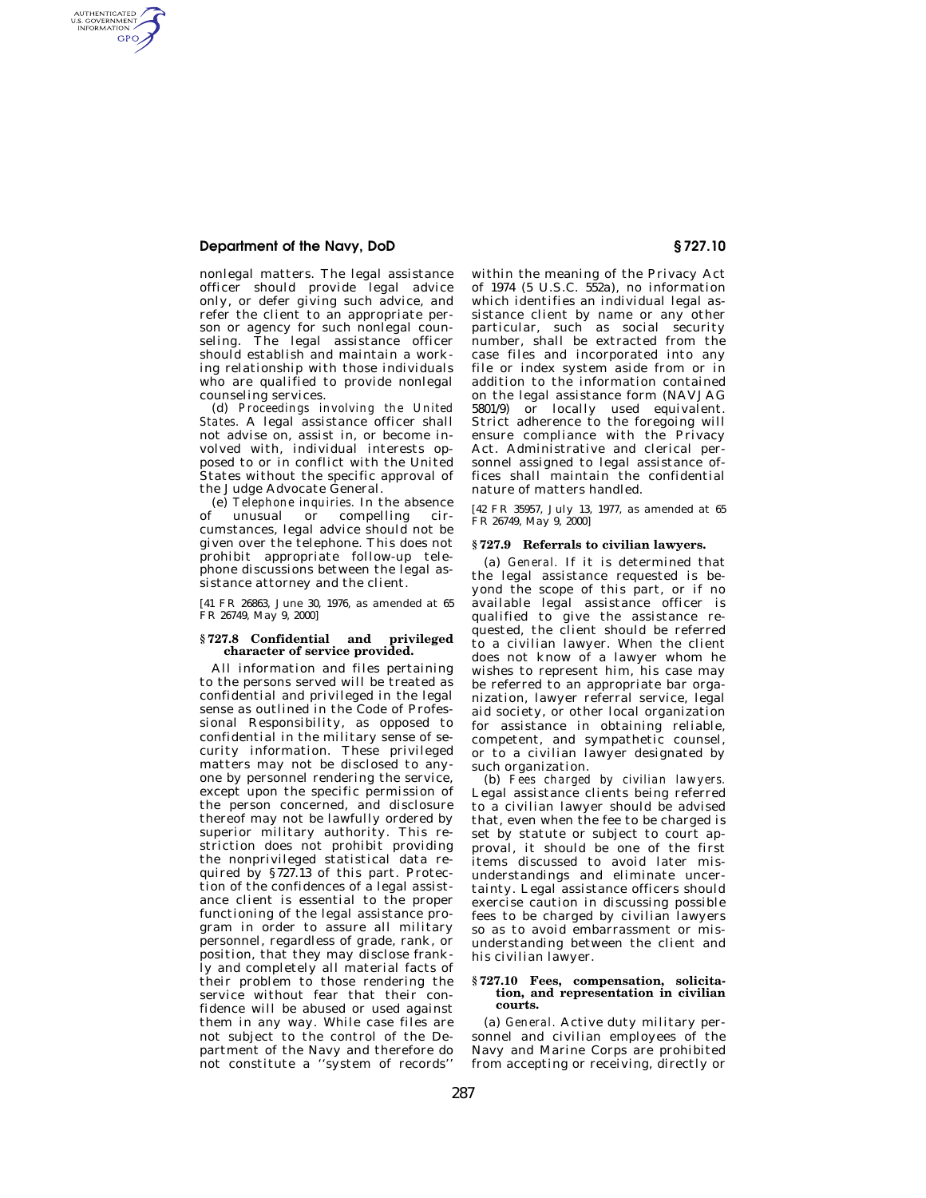nonlegal matters. The legal assistance officer should provide legal advice only, or defer giving such advice, and refer the client to an appropriate person or agency for such nonlegal counseling. The legal assistance officer should establish and maintain a working relationship with those individuals who are qualified to provide nonlegal counseling services.

(d) *Proceedings involving the United States.* A legal assistance officer shall not advise on, assist in, or become involved with, individual interests opposed to or in conflict with the United States without the specific approval of the Judge Advocate General.

(e) *Telephone inquiries.* In the absence of unusual or compelling circumstances, legal advice should not be given over the telephone. This does not prohibit appropriate follow-up telephone discussions between the legal assistance attorney and the client.

[41 FR 26863, June 30, 1976, as amended at 65 FR 26749, May 9, 2000]

### § 727.8 Confidential and privileged character of service provided.

All information and files pertaining to the persons served will be treated as confidential and privileged in the legal sense as outlined in the Code of Professional Responsibility, as opposed to confidential in the military sense of security information. These privileged matters may not be disclosed to anyone by personnel rendering the service, except upon the specific permission of the person concerned, and disclosure thereof may not be lawfully ordered by superior military authority. This restriction does not prohibit providing the nonprivileged statistical data required by § 727.13 of this part. Protection of the confidences of a legal assistance client is essential to the proper functioning of the legal assistance program in order to assure all military personnel, regardless of grade, rank, or position, that they may disclose frankly and completely all material facts of their problem to those rendering the service without fear that their confidence will be abused or used against them in any way. While case files are not subject to the control of the Department of the Navy and therefore do not constitute a ''system of records'' within the meaning of the Privacy Act of 1974 (5 U.S.C. 552a), no information which identifies an individual legal assistance client by name or any other particular, such as social security number, shall be extracted from the case files and incorporated into any file or index system aside from or in addition to the information contained on the legal assistance form (NAVJAG 5801/9) or locally used equivalent. Strict adherence to the foregoing will ensure compliance with the Privacy Act. Administrative and clerical personnel assigned to legal assistance offices shall maintain the confidential nature of matters handled.

[42 FR 35957, July 13, 1977, as amended at 65 FR 26749, May 9, 2000]

### § 727.9 Referrals to civilian lawyers.

(a) *General.* If it is determined that the legal assistance requested is beyond the scope of this part, or if no available legal assistance officer is qualified to give the assistance requested, the client should be referred to a civilian lawyer. When the client does not know of a lawyer whom he wishes to represent him, his case may be referred to an appropriate bar organization, lawyer referral service, legal aid society, or other local organization for assistance in obtaining reliable, competent, and sympathetic counsel, or to a civilian lawyer designated by such organization.

(b) *Fees charged by civilian lawyers.* Legal assistance clients being referred to a civilian lawyer should be advised that, even when the fee to be charged is set by statute or subject to court approval, it should be one of the first items discussed to avoid later misunderstandings and eliminate uncertainty. Legal assistance officers should exercise caution in discussing possible fees to be charged by civilian lawyers so as to avoid embarrassment or misunderstanding between the client and his civilian lawyer.

### § 727.10 Fees, compensation, solicitation, and representation in civilian courts.

(a) *General.* Active duty military personnel and civilian employees of the Navy and Marine Corps are prohibited from accepting or receiving, directly or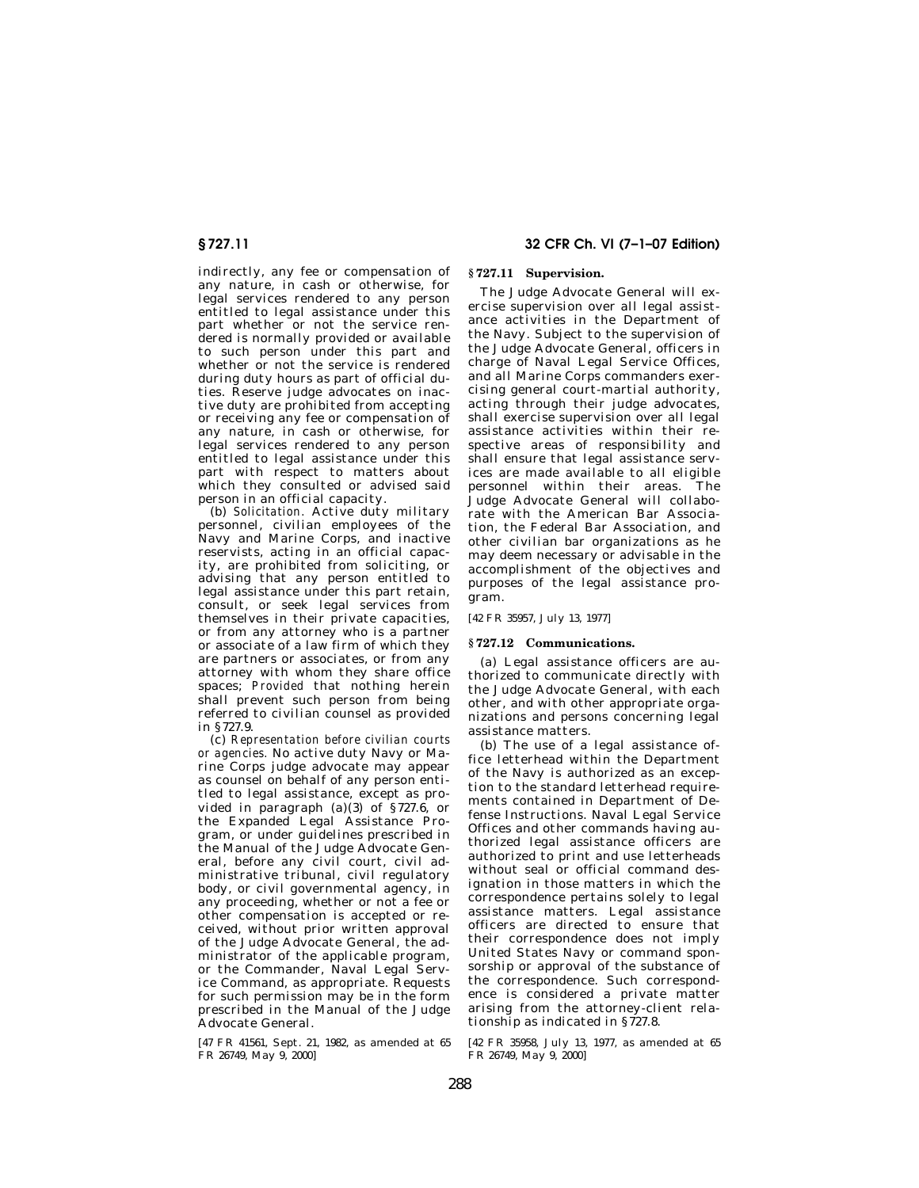indirectly, any fee or compensation of any nature, in cash or otherwise, for legal services rendered to any person entitled to legal assistance under this part whether or not the service rendered is normally provided or available to such person under this part and whether or not the service is rendered during duty hours as part of official duties. Reserve judge advocates on inactive duty are prohibited from accepting or receiving any fee or compensation of any nature, in cash or otherwise, for legal services rendered to any person entitled to legal assistance under this part with respect to matters about which they consulted or advised said person in an official capacity.

(b) *Solicitation.* Active duty military personnel, civilian employees of the Navy and Marine Corps, and inactive reservists, acting in an official capacity, are prohibited from soliciting, or advising that any person entitled to legal assistance under this part retain, consult, or seek legal services from themselves in their private capacities, or from any attorney who is a partner or associate of a law firm of which they are partners or associates, or from any attorney with whom they share office spaces; *Provided* that nothing herein shall prevent such person from being referred to civilian counsel as provided in §727.9.

(c) *Representation before civilian courts or agencies.* No active duty Navy or Marine Corps judge advocate may appear as counsel on behalf of any person entitled to legal assistance, except as provided in paragraph (a)(3) of §727.6, or the Expanded Legal Assistance Program, or under guidelines prescribed in the Manual of the Judge Advocate General, before any civil court, civil administrative tribunal, civil regulatory body, or civil governmental agency, in any proceeding, whether or not a fee or other compensation is accepted or received, without prior written approval of the Judge Advocate General, the administrator of the applicable program, or the Commander, Naval Legal Service Command, as appropriate. Requests for such permission may be in the form prescribed in the Manual of the Judge Advocate General.

[47 FR 41561, Sept. 21, 1982, as amended at 65 FR 26749, May 9, 2000]

## §727.11 Supervision.

The Judge Advocate General will exercise supervision over all legal assistance activities in the Department of the Navy. Subject to the supervision of the Judge Advocate General, officers in charge of Naval Legal Service Offices, and all Marine Corps commanders exercising general court-martial authority, acting through their judge advocates, shall exercise supervision over all legal assistance activities within their respective areas of responsibility and shall ensure that legal assistance services are made available to all eligible personnel within their areas. The Judge Advocate General will collaborate with the American Bar Association, the Federal Bar Association, and other civilian bar organizations as he may deem necessary or advisable in the accomplishment of the objectives and purposes of the legal assistance program.

[42 FR 35957, July 13, 1977]

## §727.12 Communications.

(a) Legal assistance officers are authorized to communicate directly with the Judge Advocate General, with each other, and with other appropriate organizations and persons concerning legal assistance matters.

(b) The use of a legal assistance office letterhead within the Department of the Navy is authorized as an exception to the standard letterhead requirements contained in Department of Defense Instructions. Naval Legal Service Offices and other commands having authorized legal assistance officers are authorized to print and use letterheads without seal or official command designation in those matters in which the correspondence pertains solely to legal assistance matters. Legal assistance officers are directed to ensure that their correspondence does not imply United States Navy or command sponsorship or approval of the substance of the correspondence. Such correspondence is considered a private matter arising from the attorney-client relationship as indicated in §727.8.

[42 FR 35958, July 13, 1977, as amended at 65 FR 26749, May 9, 2000]